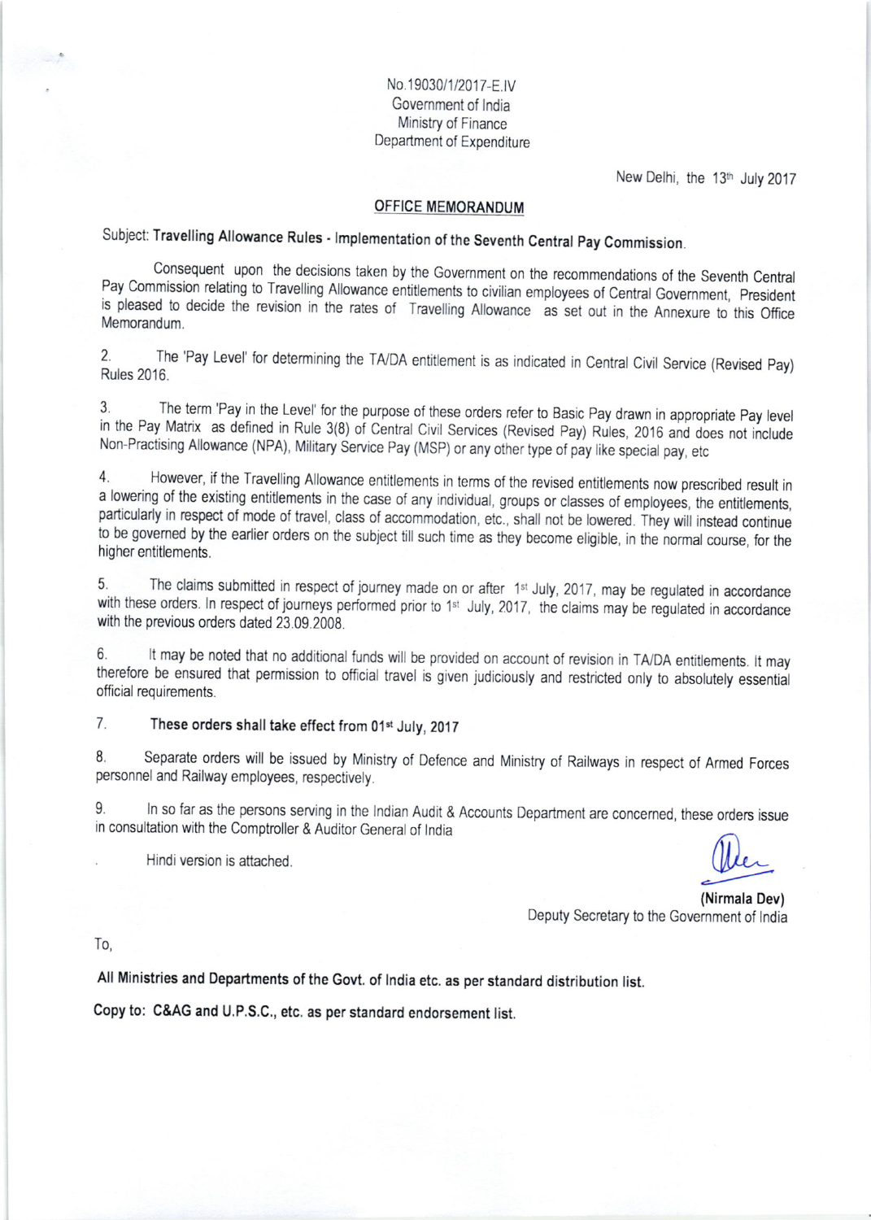No.19030/1/2017-E.IV
Government of India
Ministry of Finance
Department of Expenditure

New Delhi, the 13th July 2017

## OFFICE MEMORANDUM

Subject: **Travelling Allowance Rules - Implementation of the Seventh Central Pay Commission.**

Consequent upon the decisions taken by the Government on the recommendations of the Seventh Central Pay Commission relating to Travelling Allowance entitlements to civilian employees of Central Government, President is pleased to decide the revision in the rates of Travelling Allowance as set out in the Annexure to this Office Memorandum.

2. The 'Pay Level' for determining the TA/DA entitlement is as indicated in Central Civil Service (Revised Pay) Rules 2016.

3. The term 'Pay in the Level' for the purpose of these orders refer to Basic Pay drawn in appropriate Pay level in the Pay Matrix as defined in Rule 3(8) of Central Civil Services (Revised Pay) Rules, 2016 and does not include Non-Practising Allowance (NPA), Military Service Pay (MSP) or any other type of pay like special pay, etc

4. However, if the Travelling Allowance entitlements in terms of the revised entitlements now prescribed result in a lowering of the existing entitlements in the case of any individual, groups or classes of employees, the entitlements, particularly in respect of mode of travel, class of accommodation, etc., shall not be lowered. They will instead continue to be governed by the earlier orders on the subject till such time as they become eligible, in the normal course, for the higher entitlements.

5. The claims submitted in respect of journey made on or after 1st July, 2017, may be regulated in accordance with these orders. In respect of journeys performed prior to 1st July, 2017, the claims may be regulated in accordance with the previous orders dated 23.09.2008.

6. It may be noted that no additional funds will be provided on account of revision in TA/DA entitlements. It may therefore be ensured that permission to official travel is given judiciously and restricted only to absolutely essential official requirements.

7. **These orders shall take effect from 01st July, 2017**

8. Separate orders will be issued by Ministry of Defence and Ministry of Railways in respect of Armed Forces personnel and Railway employees, respectively.

9. In so far as the persons serving in the Indian Audit & Accounts Department are concerned, these orders issue in consultation with the Comptroller & Auditor General of India

Hindi version is attached.

**(Nirmala Dev)**
Deputy Secretary to the Government of India

To,

**All Ministries and Departments of the Govt. of India etc. as per standard distribution list.**

**Copy to: C&AG and U.P.S.C., etc. as per standard endorsement list.**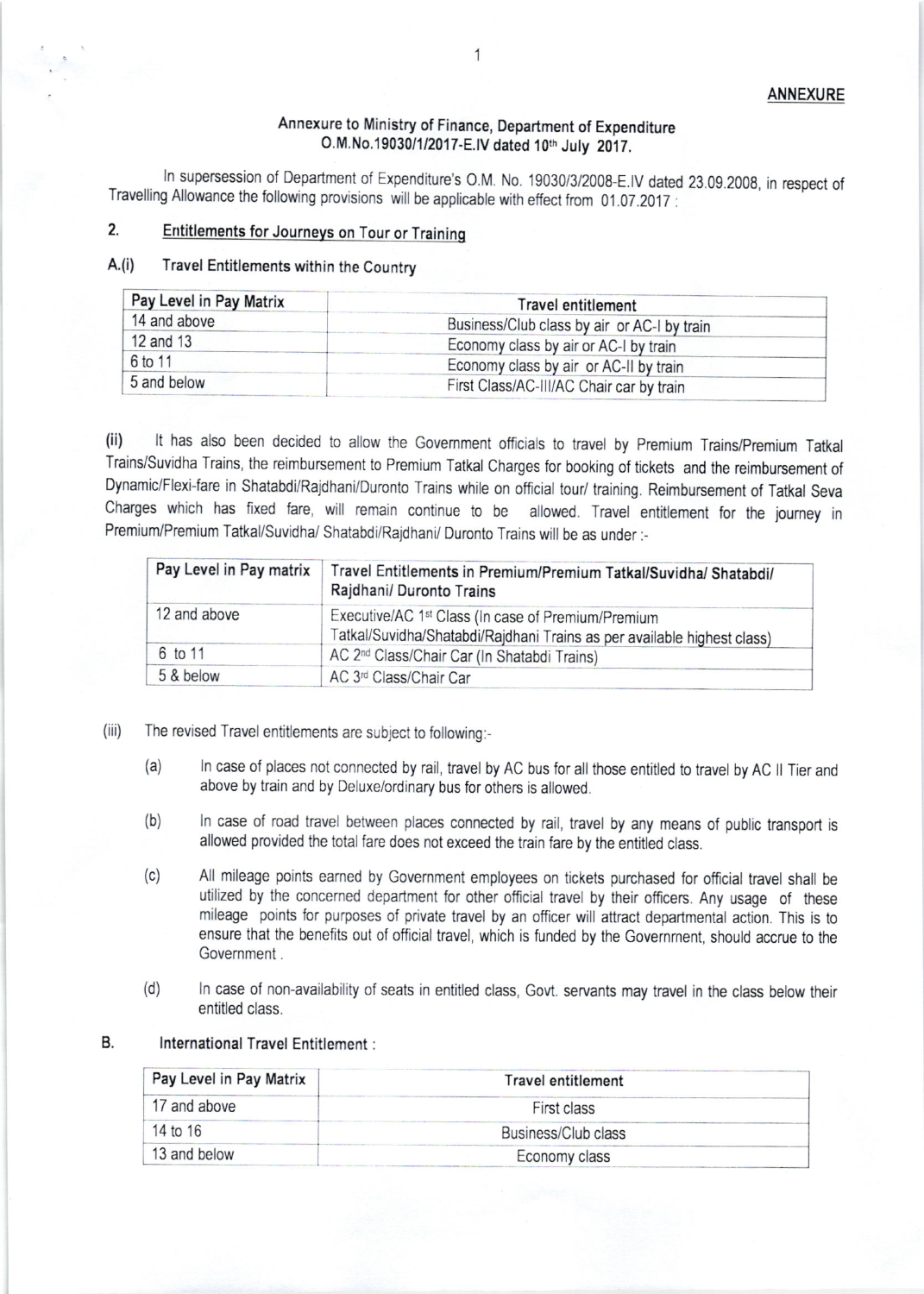**ANNEXURE**

**Annexure to Ministry of Finance, Department of Expenditure O.M.No.19030/1/2017-E.IV dated 10th July 2017.**

In supersession of Department of Expenditure's O.M. No. 19030/3/2008-E.IV dated 23.09.2008, in respect of Travelling Allowance the following provisions will be applicable with effect from 01.07.2017 :

## 2. Entitlements for Journeys on Tour or Training

### A.(i) Travel Entitlements within the Country

| Pay Level in Pay Matrix | Travel entitlement |
|---|---|
| 14 and above | Business/Club class by air or AC-I by train |
| 12 and 13 | Economy class by air or AC-I by train |
| 6 to 11 | Economy class by air or AC-II by train |
| 5 and below | First Class/AC-III/AC Chair car by train |

(ii) It has also been decided to allow the Government officials to travel by Premium Trains/Premium Tatkal Trains/Suvidha Trains, the reimbursement to Premium Tatkal Charges for booking of tickets and the reimbursement of Dynamic/Flexi-fare in Shatabdi/Rajdhani/Duronto Trains while on official tour/ training. Reimbursement of Tatkal Seva Charges which has fixed fare, will remain continue to be allowed. Travel entitlement for the journey in Premium/Premium Tatkal/Suvidha/ Shatabdi/Rajdhani/ Duronto Trains will be as under :-

| Pay Level in Pay matrix | Travel Entitlements in Premium/Premium Tatkal/Suvidha/ Shatabdi/ Rajdhani/ Duronto Trains |
|---|---|
| 12 and above | Executive/AC 1st Class (In case of Premium/Premium Tatkal/Suvidha/Shatabdi/Rajdhani Trains as per available highest class) |
| 6 to 11 | AC 2nd Class/Chair Car (In Shatabdi Trains) |
| 5 & below | AC 3rd Class/Chair Car |

(iii) The revised Travel entitlements are subject to following:-

(a) In case of places not connected by rail, travel by AC bus for all those entitled to travel by AC II Tier and above by train and by Deluxe/ordinary bus for others is allowed.

(b) In case of road travel between places connected by rail, travel by any means of public transport is allowed provided the total fare does not exceed the train fare by the entitled class.

(c) All mileage points earned by Government employees on tickets purchased for official travel shall be utilized by the concerned department for other official travel by their officers. Any usage of these mileage points for purposes of private travel by an officer will attract departmental action. This is to ensure that the benefits out of official travel, which is funded by the Government, should accrue to the Government .

(d) In case of non-availability of seats in entitled class, Govt. servants may travel in the class below their entitled class.

### B. International Travel Entitlement :

| Pay Level in Pay Matrix | Travel entitlement |
|---|---|
| 17 and above | First class |
| 14 to 16 | Business/Club class |
| 13 and below | Economy class |